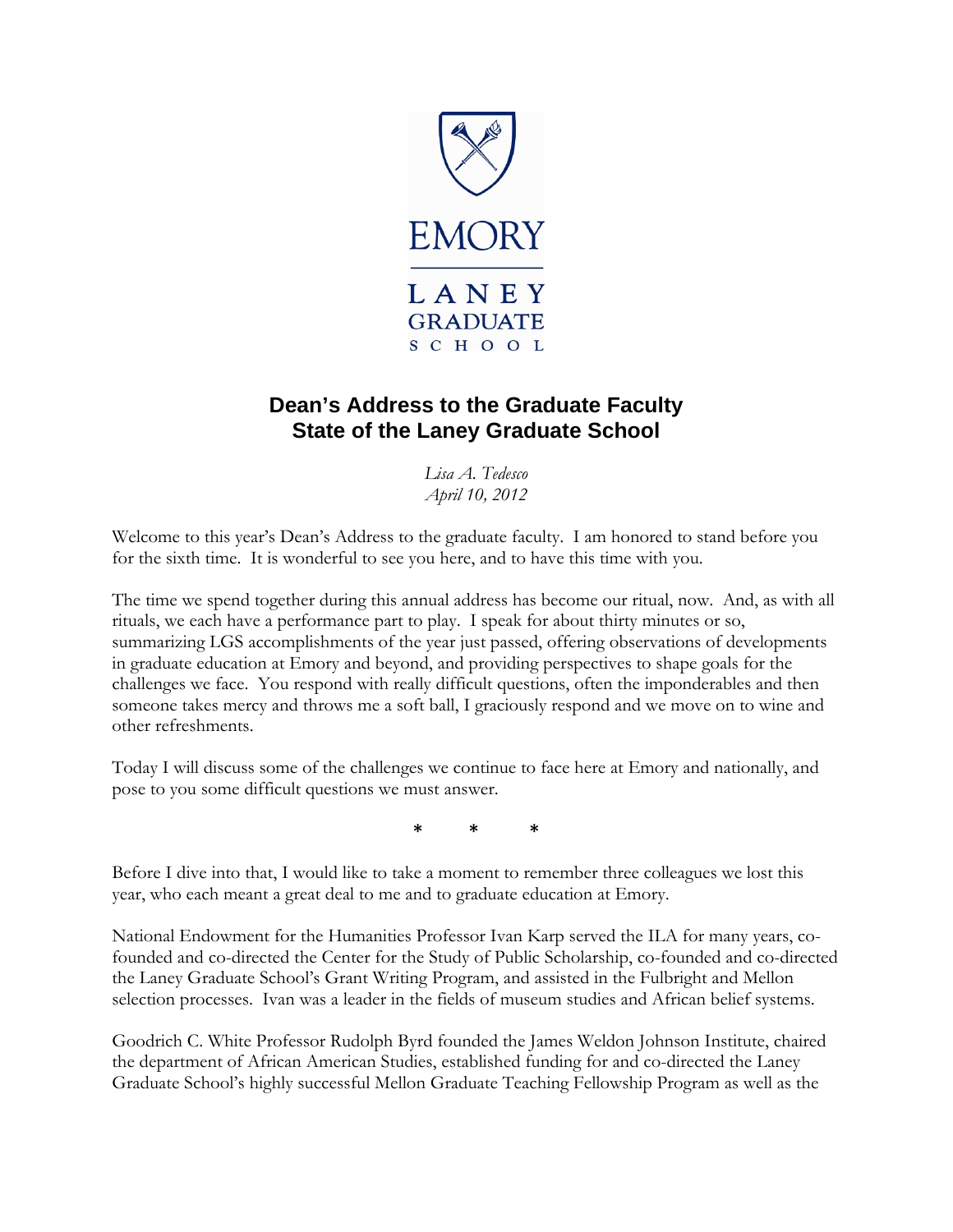EMORY

LANEY GRADUATE SCHOOL

# Dean's Address to the Graduate Faculty
# State of the Laney Graduate School

*Lisa A. Tedesco*
*April 10, 2012*

Welcome to this year's Dean's Address to the graduate faculty. I am honored to stand before you for the sixth time. It is wonderful to see you here, and to have this time with you.

The time we spend together during this annual address has become our ritual, now. And, as with all rituals, we each have a performance part to play. I speak for about thirty minutes or so, summarizing LGS accomplishments of the year just passed, offering observations of developments in graduate education at Emory and beyond, and providing perspectives to shape goals for the challenges we face. You respond with really difficult questions, often the imponderables and then someone takes mercy and throws me a soft ball, I graciously respond and we move on to wine and other refreshments.

Today I will discuss some of the challenges we continue to face here at Emory and nationally, and pose to you some difficult questions we must answer.

\* \* \*

Before I dive into that, I would like to take a moment to remember three colleagues we lost this year, who each meant a great deal to me and to graduate education at Emory.

National Endowment for the Humanities Professor Ivan Karp served the ILA for many years, co-founded and co-directed the Center for the Study of Public Scholarship, co-founded and co-directed the Laney Graduate School's Grant Writing Program, and assisted in the Fulbright and Mellon selection processes. Ivan was a leader in the fields of museum studies and African belief systems.

Goodrich C. White Professor Rudolph Byrd founded the James Weldon Johnson Institute, chaired the department of African American Studies, established funding for and co-directed the Laney Graduate School's highly successful Mellon Graduate Teaching Fellowship Program as well as the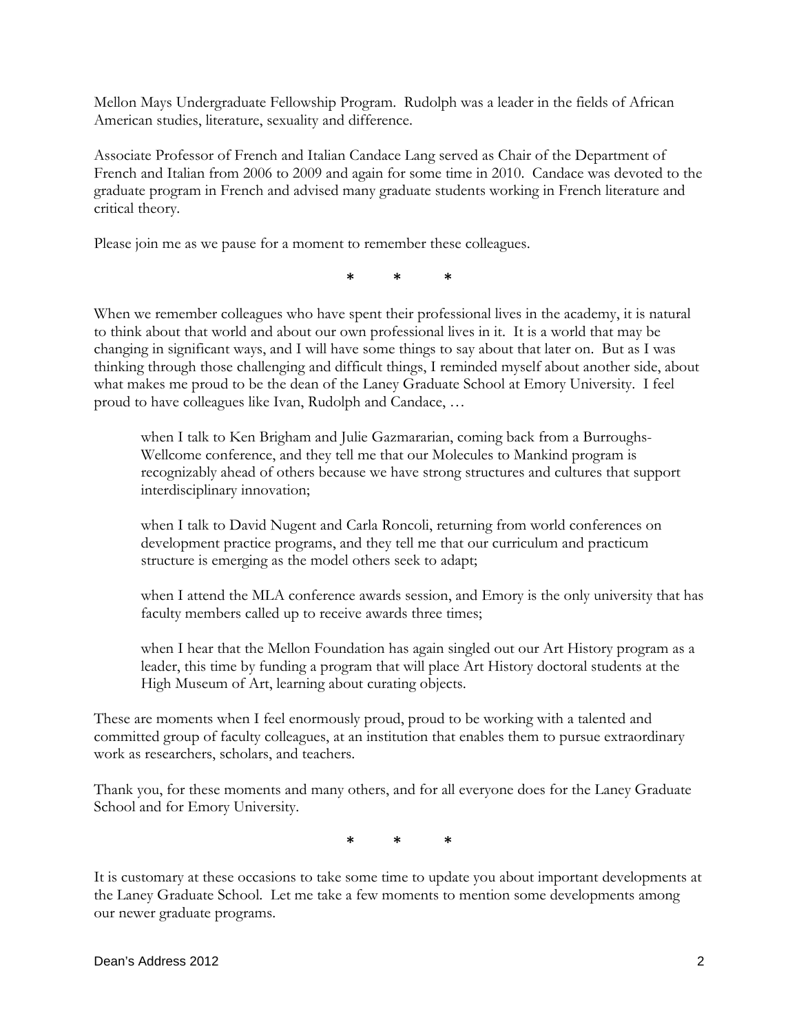Mellon Mays Undergraduate Fellowship Program. Rudolph was a leader in the fields of African American studies, literature, sexuality and difference.

Associate Professor of French and Italian Candace Lang served as Chair of the Department of French and Italian from 2006 to 2009 and again for some time in 2010. Candace was devoted to the graduate program in French and advised many graduate students working in French literature and critical theory.

Please join me as we pause for a moment to remember these colleagues.

\* \* \*

When we remember colleagues who have spent their professional lives in the academy, it is natural to think about that world and about our own professional lives in it. It is a world that may be changing in significant ways, and I will have some things to say about that later on. But as I was thinking through those challenging and difficult things, I reminded myself about another side, about what makes me proud to be the dean of the Laney Graduate School at Emory University. I feel proud to have colleagues like Ivan, Rudolph and Candace, …

> when I talk to Ken Brigham and Julie Gazmararian, coming back from a Burroughs-Wellcome conference, and they tell me that our Molecules to Mankind program is recognizably ahead of others because we have strong structures and cultures that support interdisciplinary innovation;
>
> when I talk to David Nugent and Carla Roncoli, returning from world conferences on development practice programs, and they tell me that our curriculum and practicum structure is emerging as the model others seek to adapt;
>
> when I attend the MLA conference awards session, and Emory is the only university that has faculty members called up to receive awards three times;
>
> when I hear that the Mellon Foundation has again singled out our Art History program as a leader, this time by funding a program that will place Art History doctoral students at the High Museum of Art, learning about curating objects.

These are moments when I feel enormously proud, proud to be working with a talented and committed group of faculty colleagues, at an institution that enables them to pursue extraordinary work as researchers, scholars, and teachers.

Thank you, for these moments and many others, and for all everyone does for the Laney Graduate School and for Emory University.

\* \* \*

It is customary at these occasions to take some time to update you about important developments at the Laney Graduate School. Let me take a few moments to mention some developments among our newer graduate programs.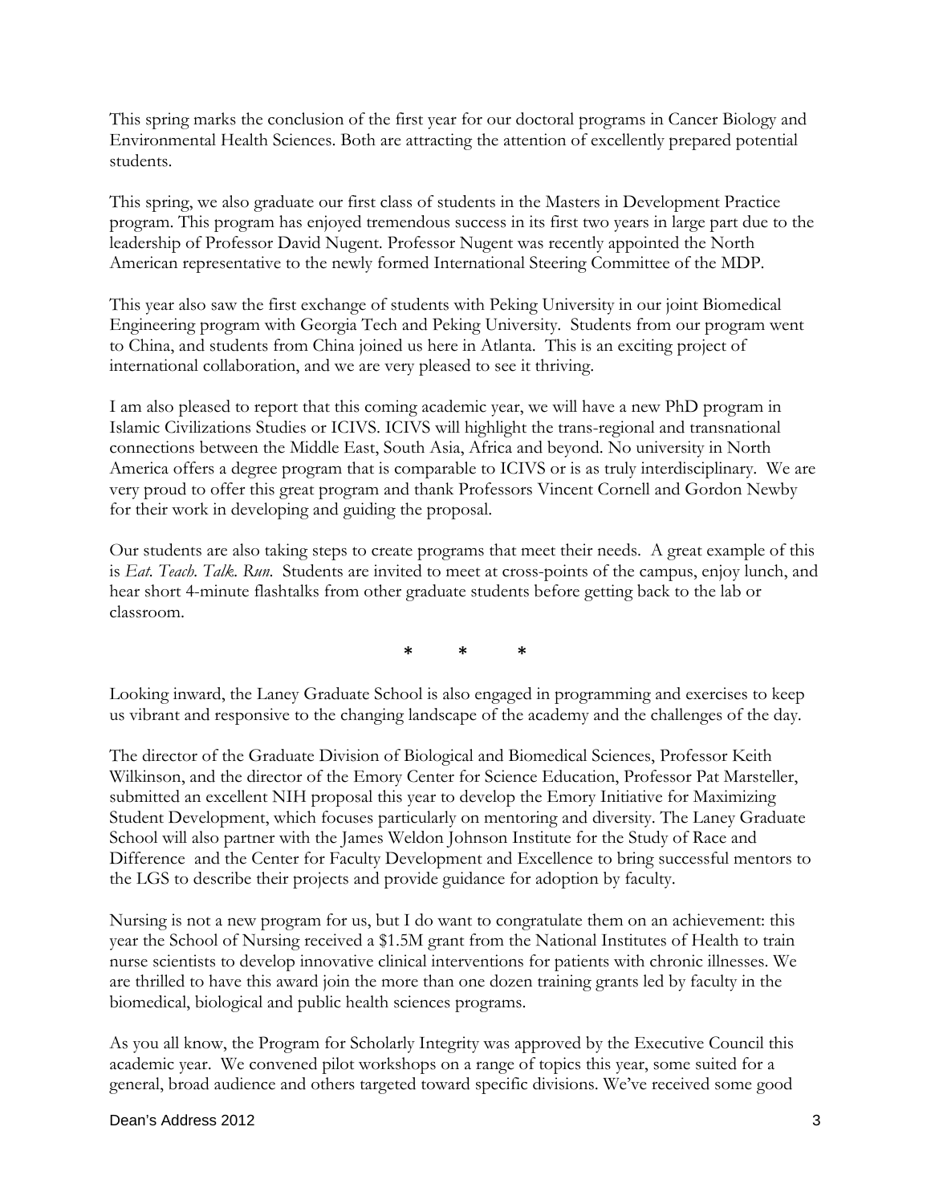This spring marks the conclusion of the first year for our doctoral programs in Cancer Biology and Environmental Health Sciences. Both are attracting the attention of excellently prepared potential students.

This spring, we also graduate our first class of students in the Masters in Development Practice program. This program has enjoyed tremendous success in its first two years in large part due to the leadership of Professor David Nugent. Professor Nugent was recently appointed the North American representative to the newly formed International Steering Committee of the MDP.

This year also saw the first exchange of students with Peking University in our joint Biomedical Engineering program with Georgia Tech and Peking University. Students from our program went to China, and students from China joined us here in Atlanta. This is an exciting project of international collaboration, and we are very pleased to see it thriving.

I am also pleased to report that this coming academic year, we will have a new PhD program in Islamic Civilizations Studies or ICIVS. ICIVS will highlight the trans-regional and transnational connections between the Middle East, South Asia, Africa and beyond. No university in North America offers a degree program that is comparable to ICIVS or is as truly interdisciplinary. We are very proud to offer this great program and thank Professors Vincent Cornell and Gordon Newby for their work in developing and guiding the proposal.

Our students are also taking steps to create programs that meet their needs. A great example of this is *Eat. Teach. Talk. Run.* Students are invited to meet at cross-points of the campus, enjoy lunch, and hear short 4-minute flashtalks from other graduate students before getting back to the lab or classroom.

\* \* \*

Looking inward, the Laney Graduate School is also engaged in programming and exercises to keep us vibrant and responsive to the changing landscape of the academy and the challenges of the day.

The director of the Graduate Division of Biological and Biomedical Sciences, Professor Keith Wilkinson, and the director of the Emory Center for Science Education, Professor Pat Marsteller, submitted an excellent NIH proposal this year to develop the Emory Initiative for Maximizing Student Development, which focuses particularly on mentoring and diversity. The Laney Graduate School will also partner with the James Weldon Johnson Institute for the Study of Race and Difference and the Center for Faculty Development and Excellence to bring successful mentors to the LGS to describe their projects and provide guidance for adoption by faculty.

Nursing is not a new program for us, but I do want to congratulate them on an achievement: this year the School of Nursing received a $1.5M grant from the National Institutes of Health to train nurse scientists to develop innovative clinical interventions for patients with chronic illnesses. We are thrilled to have this award join the more than one dozen training grants led by faculty in the biomedical, biological and public health sciences programs.

As you all know, the Program for Scholarly Integrity was approved by the Executive Council this academic year. We convened pilot workshops on a range of topics this year, some suited for a general, broad audience and others targeted toward specific divisions. We've received some good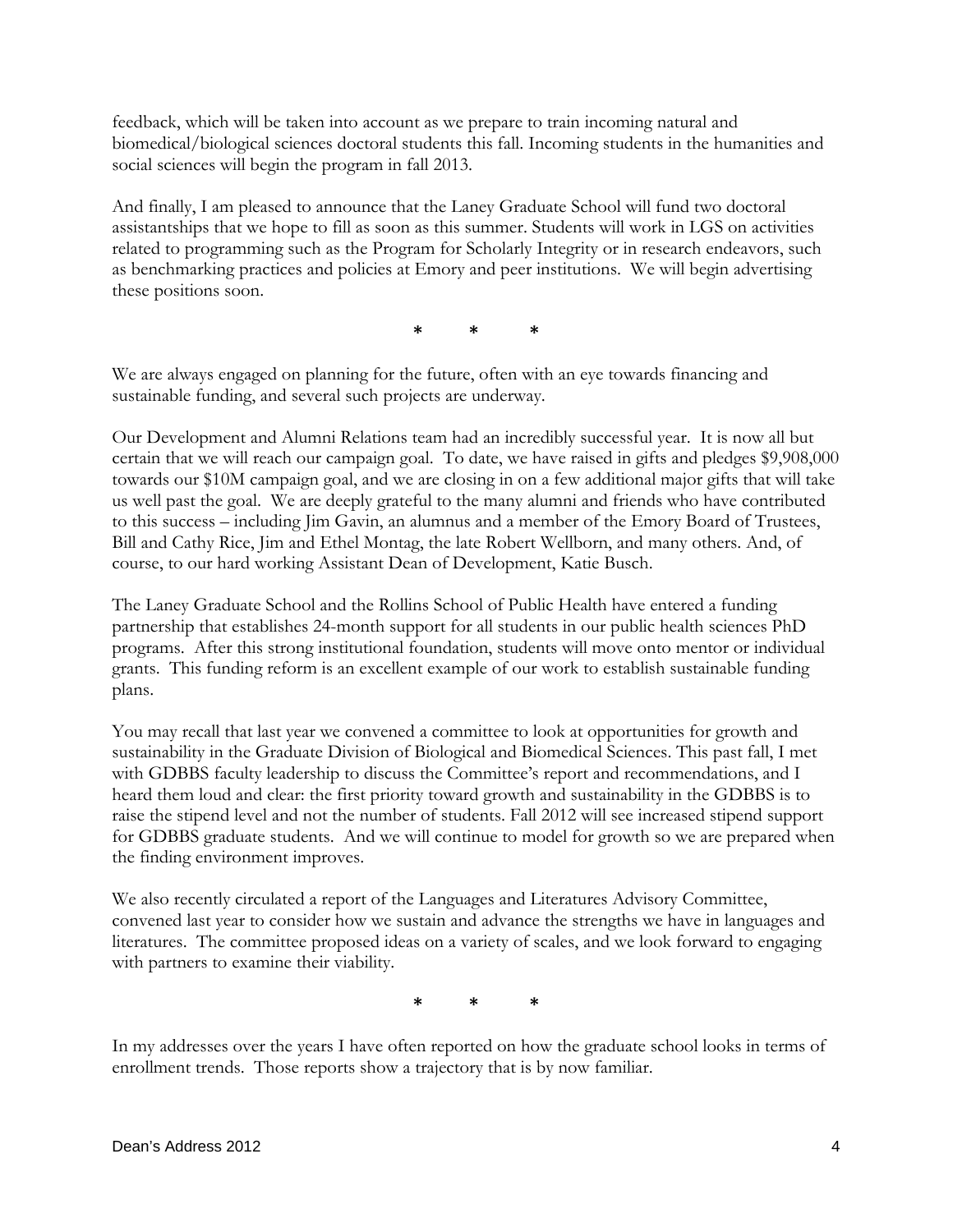feedback, which will be taken into account as we prepare to train incoming natural and biomedical/biological sciences doctoral students this fall. Incoming students in the humanities and social sciences will begin the program in fall 2013.

And finally, I am pleased to announce that the Laney Graduate School will fund two doctoral assistantships that we hope to fill as soon as this summer. Students will work in LGS on activities related to programming such as the Program for Scholarly Integrity or in research endeavors, such as benchmarking practices and policies at Emory and peer institutions. We will begin advertising these positions soon.

\* \* \*

We are always engaged on planning for the future, often with an eye towards financing and sustainable funding, and several such projects are underway.

Our Development and Alumni Relations team had an incredibly successful year. It is now all but certain that we will reach our campaign goal. To date, we have raised in gifts and pledges $9,908,000 towards our $10M campaign goal, and we are closing in on a few additional major gifts that will take us well past the goal. We are deeply grateful to the many alumni and friends who have contributed to this success – including Jim Gavin, an alumnus and a member of the Emory Board of Trustees, Bill and Cathy Rice, Jim and Ethel Montag, the late Robert Wellborn, and many others. And, of course, to our hard working Assistant Dean of Development, Katie Busch.

The Laney Graduate School and the Rollins School of Public Health have entered a funding partnership that establishes 24-month support for all students in our public health sciences PhD programs. After this strong institutional foundation, students will move onto mentor or individual grants. This funding reform is an excellent example of our work to establish sustainable funding plans.

You may recall that last year we convened a committee to look at opportunities for growth and sustainability in the Graduate Division of Biological and Biomedical Sciences. This past fall, I met with GDBBS faculty leadership to discuss the Committee's report and recommendations, and I heard them loud and clear: the first priority toward growth and sustainability in the GDBBS is to raise the stipend level and not the number of students. Fall 2012 will see increased stipend support for GDBBS graduate students. And we will continue to model for growth so we are prepared when the finding environment improves.

We also recently circulated a report of the Languages and Literatures Advisory Committee, convened last year to consider how we sustain and advance the strengths we have in languages and literatures. The committee proposed ideas on a variety of scales, and we look forward to engaging with partners to examine their viability.

\* \* \*

In my addresses over the years I have often reported on how the graduate school looks in terms of enrollment trends. Those reports show a trajectory that is by now familiar.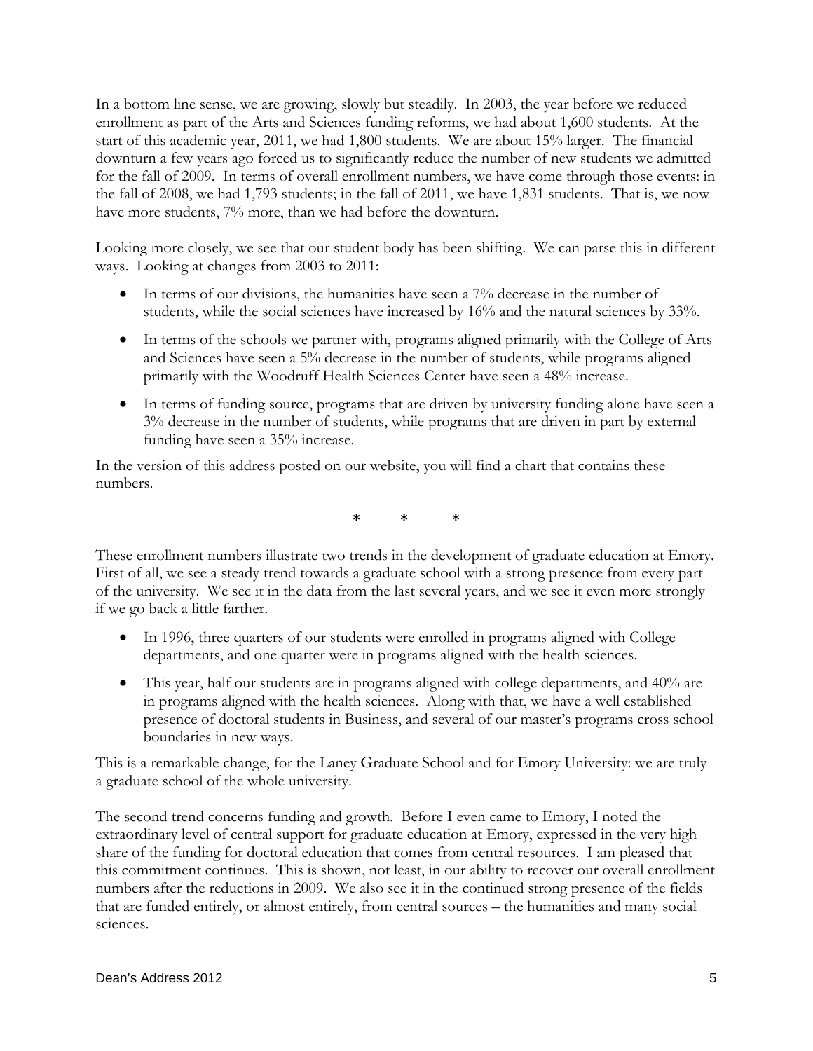In a bottom line sense, we are growing, slowly but steadily. In 2003, the year before we reduced enrollment as part of the Arts and Sciences funding reforms, we had about 1,600 students. At the start of this academic year, 2011, we had 1,800 students. We are about 15% larger. The financial downturn a few years ago forced us to significantly reduce the number of new students we admitted for the fall of 2009. In terms of overall enrollment numbers, we have come through those events: in the fall of 2008, we had 1,793 students; in the fall of 2011, we have 1,831 students. That is, we now have more students, 7% more, than we had before the downturn.

Looking more closely, we see that our student body has been shifting. We can parse this in different ways. Looking at changes from 2003 to 2011:

- In terms of our divisions, the humanities have seen a 7% decrease in the number of students, while the social sciences have increased by 16% and the natural sciences by 33%.
- In terms of the schools we partner with, programs aligned primarily with the College of Arts and Sciences have seen a 5% decrease in the number of students, while programs aligned primarily with the Woodruff Health Sciences Center have seen a 48% increase.
- In terms of funding source, programs that are driven by university funding alone have seen a 3% decrease in the number of students, while programs that are driven in part by external funding have seen a 35% increase.

In the version of this address posted on our website, you will find a chart that contains these numbers.

\*   \*   \*

These enrollment numbers illustrate two trends in the development of graduate education at Emory. First of all, we see a steady trend towards a graduate school with a strong presence from every part of the university. We see it in the data from the last several years, and we see it even more strongly if we go back a little farther.

- In 1996, three quarters of our students were enrolled in programs aligned with College departments, and one quarter were in programs aligned with the health sciences.
- This year, half our students are in programs aligned with college departments, and 40% are in programs aligned with the health sciences. Along with that, we have a well established presence of doctoral students in Business, and several of our master's programs cross school boundaries in new ways.

This is a remarkable change, for the Laney Graduate School and for Emory University: we are truly a graduate school of the whole university.

The second trend concerns funding and growth. Before I even came to Emory, I noted the extraordinary level of central support for graduate education at Emory, expressed in the very high share of the funding for doctoral education that comes from central resources. I am pleased that this commitment continues. This is shown, not least, in our ability to recover our overall enrollment numbers after the reductions in 2009. We also see it in the continued strong presence of the fields that are funded entirely, or almost entirely, from central sources – the humanities and many social sciences.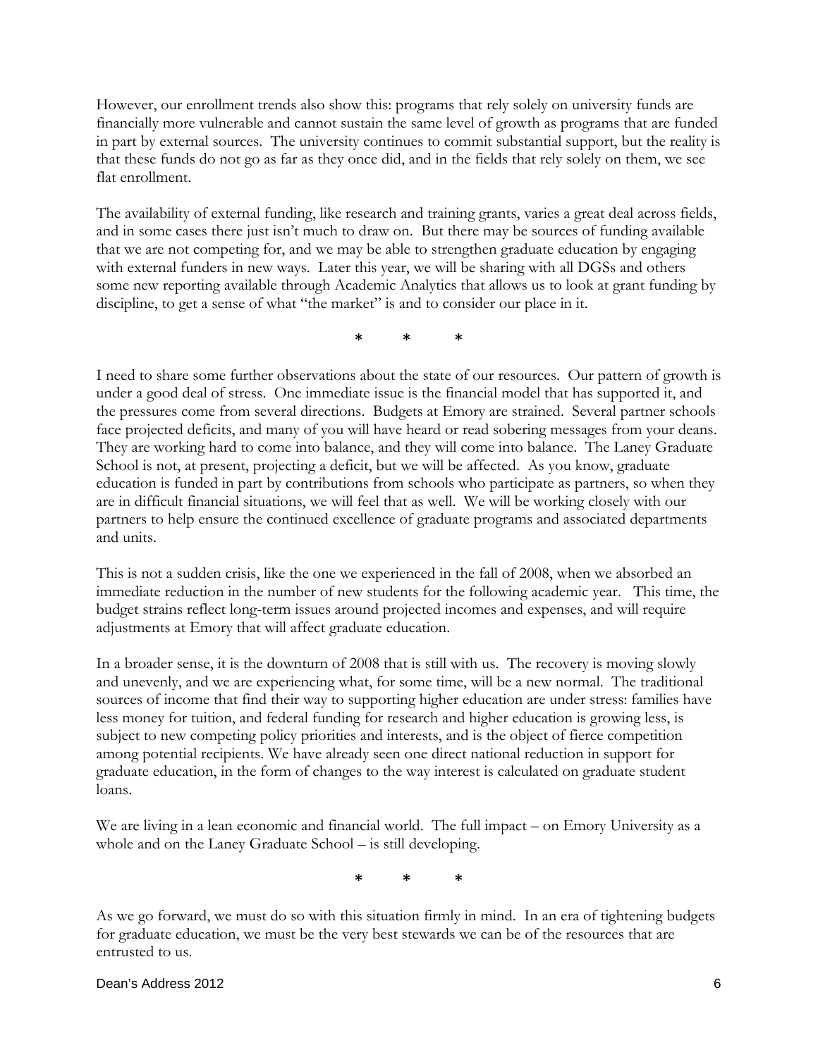However, our enrollment trends also show this: programs that rely solely on university funds are financially more vulnerable and cannot sustain the same level of growth as programs that are funded in part by external sources. The university continues to commit substantial support, but the reality is that these funds do not go as far as they once did, and in the fields that rely solely on them, we see flat enrollment.

The availability of external funding, like research and training grants, varies a great deal across fields, and in some cases there just isn't much to draw on. But there may be sources of funding available that we are not competing for, and we may be able to strengthen graduate education by engaging with external funders in new ways. Later this year, we will be sharing with all DGSs and others some new reporting available through Academic Analytics that allows us to look at grant funding by discipline, to get a sense of what "the market" is and to consider our place in it.

\* \* \*

I need to share some further observations about the state of our resources. Our pattern of growth is under a good deal of stress. One immediate issue is the financial model that has supported it, and the pressures come from several directions. Budgets at Emory are strained. Several partner schools face projected deficits, and many of you will have heard or read sobering messages from your deans. They are working hard to come into balance, and they will come into balance. The Laney Graduate School is not, at present, projecting a deficit, but we will be affected. As you know, graduate education is funded in part by contributions from schools who participate as partners, so when they are in difficult financial situations, we will feel that as well. We will be working closely with our partners to help ensure the continued excellence of graduate programs and associated departments and units.

This is not a sudden crisis, like the one we experienced in the fall of 2008, when we absorbed an immediate reduction in the number of new students for the following academic year. This time, the budget strains reflect long-term issues around projected incomes and expenses, and will require adjustments at Emory that will affect graduate education.

In a broader sense, it is the downturn of 2008 that is still with us. The recovery is moving slowly and unevenly, and we are experiencing what, for some time, will be a new normal. The traditional sources of income that find their way to supporting higher education are under stress: families have less money for tuition, and federal funding for research and higher education is growing less, is subject to new competing policy priorities and interests, and is the object of fierce competition among potential recipients. We have already seen one direct national reduction in support for graduate education, in the form of changes to the way interest is calculated on graduate student loans.

We are living in a lean economic and financial world. The full impact – on Emory University as a whole and on the Laney Graduate School – is still developing.

\* \* \*

As we go forward, we must do so with this situation firmly in mind. In an era of tightening budgets for graduate education, we must be the very best stewards we can be of the resources that are entrusted to us.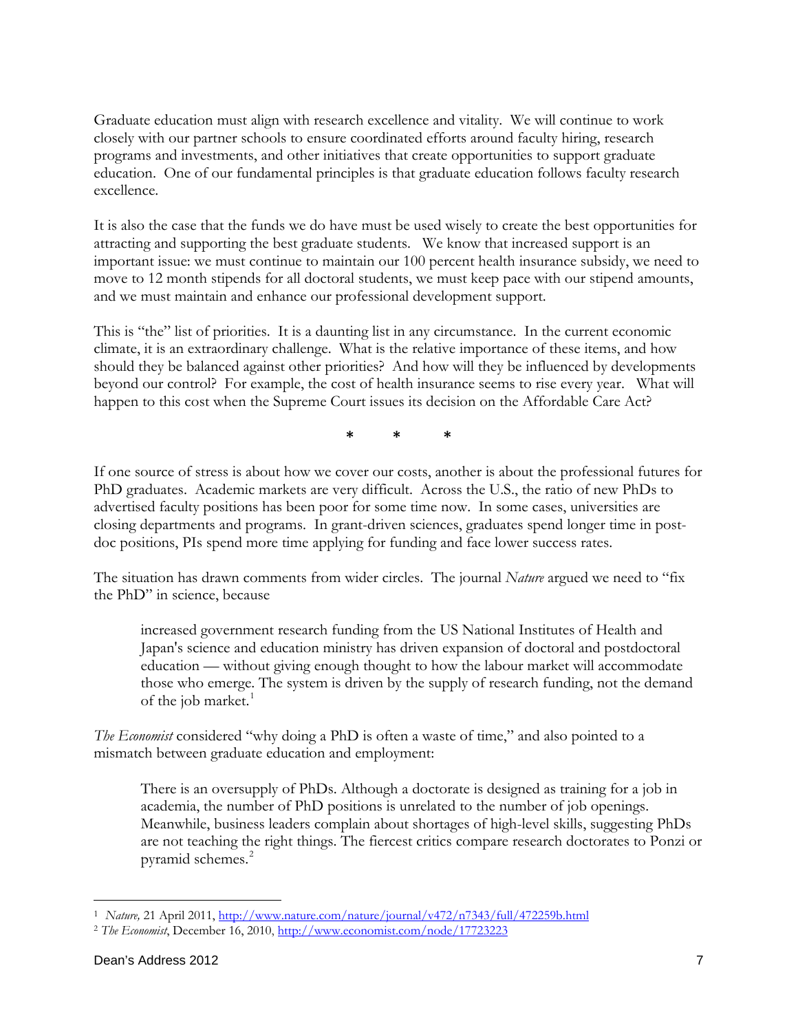Graduate education must align with research excellence and vitality. We will continue to work closely with our partner schools to ensure coordinated efforts around faculty hiring, research programs and investments, and other initiatives that create opportunities to support graduate education. One of our fundamental principles is that graduate education follows faculty research excellence.

It is also the case that the funds we do have must be used wisely to create the best opportunities for attracting and supporting the best graduate students. We know that increased support is an important issue: we must continue to maintain our 100 percent health insurance subsidy, we need to move to 12 month stipends for all doctoral students, we must keep pace with our stipend amounts, and we must maintain and enhance our professional development support.

This is "the" list of priorities. It is a daunting list in any circumstance. In the current economic climate, it is an extraordinary challenge. What is the relative importance of these items, and how should they be balanced against other priorities? And how will they be influenced by developments beyond our control? For example, the cost of health insurance seems to rise every year. What will happen to this cost when the Supreme Court issues its decision on the Affordable Care Act?

\* \* \*

If one source of stress is about how we cover our costs, another is about the professional futures for PhD graduates. Academic markets are very difficult. Across the U.S., the ratio of new PhDs to advertised faculty positions has been poor for some time now. In some cases, universities are closing departments and programs. In grant-driven sciences, graduates spend longer time in post-doc positions, PIs spend more time applying for funding and face lower success rates.

The situation has drawn comments from wider circles. The journal *Nature* argued we need to "fix the PhD" in science, because

> increased government research funding from the US National Institutes of Health and Japan's science and education ministry has driven expansion of doctoral and postdoctoral education — without giving enough thought to how the labour market will accommodate those who emerge. The system is driven by the supply of research funding, not the demand of the job market.[1]

*The Economist* considered "why doing a PhD is often a waste of time," and also pointed to a mismatch between graduate education and employment:

> There is an oversupply of PhDs. Although a doctorate is designed as training for a job in academia, the number of PhD positions is unrelated to the number of job openings. Meanwhile, business leaders complain about shortages of high-level skills, suggesting PhDs are not teaching the right things. The fiercest critics compare research doctorates to Ponzi or pyramid schemes.[2]

---

[1] *Nature,* 21 April 2011, http://www.nature.com/nature/journal/v472/n7343/full/472259b.html

[2] *The Economist*, December 16, 2010, http://www.economist.com/node/17723223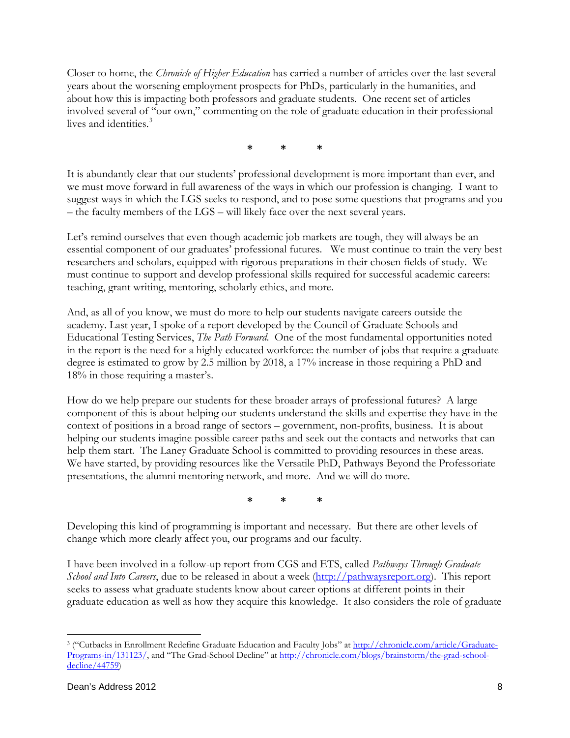Closer to home, the *Chronicle of Higher Education* has carried a number of articles over the last several years about the worsening employment prospects for PhDs, particularly in the humanities, and about how this is impacting both professors and graduate students. One recent set of articles involved several of "our own," commenting on the role of graduate education in their professional lives and identities.[3]

\* \* \*

It is abundantly clear that our students' professional development is more important than ever, and we must move forward in full awareness of the ways in which our profession is changing. I want to suggest ways in which the LGS seeks to respond, and to pose some questions that programs and you – the faculty members of the LGS – will likely face over the next several years.

Let's remind ourselves that even though academic job markets are tough, they will always be an essential component of our graduates' professional futures. We must continue to train the very best researchers and scholars, equipped with rigorous preparations in their chosen fields of study. We must continue to support and develop professional skills required for successful academic careers: teaching, grant writing, mentoring, scholarly ethics, and more.

And, as all of you know, we must do more to help our students navigate careers outside the academy. Last year, I spoke of a report developed by the Council of Graduate Schools and Educational Testing Services, *The Path Forward.* One of the most fundamental opportunities noted in the report is the need for a highly educated workforce: the number of jobs that require a graduate degree is estimated to grow by 2.5 million by 2018, a 17% increase in those requiring a PhD and 18% in those requiring a master's.

How do we help prepare our students for these broader arrays of professional futures? A large component of this is about helping our students understand the skills and expertise they have in the context of positions in a broad range of sectors – government, non-profits, business. It is about helping our students imagine possible career paths and seek out the contacts and networks that can help them start. The Laney Graduate School is committed to providing resources in these areas. We have started, by providing resources like the Versatile PhD, Pathways Beyond the Professoriate presentations, the alumni mentoring network, and more. And we will do more.

\* \* \*

Developing this kind of programming is important and necessary. But there are other levels of change which more clearly affect you, our programs and our faculty.

I have been involved in a follow-up report from CGS and ETS, called *Pathways Through Graduate School and Into Careers*, due to be released in about a week (http://pathwaysreport.org). This report seeks to assess what graduate students know about career options at different points in their graduate education as well as how they acquire this knowledge. It also considers the role of graduate

---

[3] ("Cutbacks in Enrollment Redefine Graduate Education and Faculty Jobs" at http://chronicle.com/article/Graduate-Programs-in/131123/, and "The Grad-School Decline" at http://chronicle.com/blogs/brainstorm/the-grad-school-decline/44759)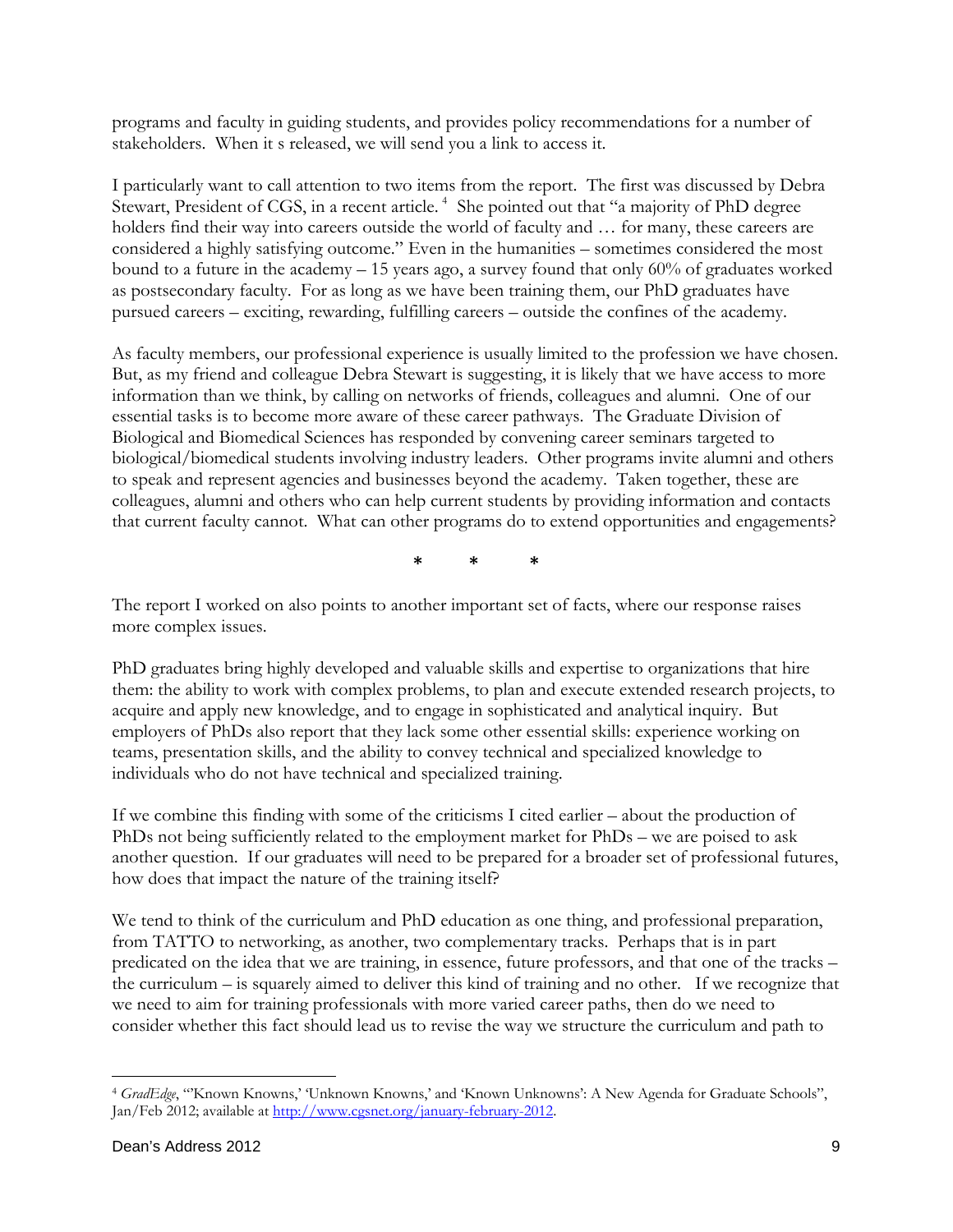programs and faculty in guiding students, and provides policy recommendations for a number of stakeholders. When it s released, we will send you a link to access it.

I particularly want to call attention to two items from the report. The first was discussed by Debra Stewart, President of CGS, in a recent article.[4] She pointed out that "a majority of PhD degree holders find their way into careers outside the world of faculty and … for many, these careers are considered a highly satisfying outcome." Even in the humanities – sometimes considered the most bound to a future in the academy – 15 years ago, a survey found that only 60% of graduates worked as postsecondary faculty. For as long as we have been training them, our PhD graduates have pursued careers – exciting, rewarding, fulfilling careers – outside the confines of the academy.

As faculty members, our professional experience is usually limited to the profession we have chosen. But, as my friend and colleague Debra Stewart is suggesting, it is likely that we have access to more information than we think, by calling on networks of friends, colleagues and alumni. One of our essential tasks is to become more aware of these career pathways. The Graduate Division of Biological and Biomedical Sciences has responded by convening career seminars targeted to biological/biomedical students involving industry leaders. Other programs invite alumni and others to speak and represent agencies and businesses beyond the academy. Taken together, these are colleagues, alumni and others who can help current students by providing information and contacts that current faculty cannot. What can other programs do to extend opportunities and engagements?

\* \* \*

The report I worked on also points to another important set of facts, where our response raises more complex issues.

PhD graduates bring highly developed and valuable skills and expertise to organizations that hire them: the ability to work with complex problems, to plan and execute extended research projects, to acquire and apply new knowledge, and to engage in sophisticated and analytical inquiry. But employers of PhDs also report that they lack some other essential skills: experience working on teams, presentation skills, and the ability to convey technical and specialized knowledge to individuals who do not have technical and specialized training.

If we combine this finding with some of the criticisms I cited earlier – about the production of PhDs not being sufficiently related to the employment market for PhDs – we are poised to ask another question. If our graduates will need to be prepared for a broader set of professional futures, how does that impact the nature of the training itself?

We tend to think of the curriculum and PhD education as one thing, and professional preparation, from TATTO to networking, as another, two complementary tracks. Perhaps that is in part predicated on the idea that we are training, in essence, future professors, and that one of the tracks – the curriculum – is squarely aimed to deliver this kind of training and no other. If we recognize that we need to aim for training professionals with more varied career paths, then do we need to consider whether this fact should lead us to revise the way we structure the curriculum and path to

---

[4] *GradEdge*, "'Known Knowns,' 'Unknown Knowns,' and 'Known Unknowns': A New Agenda for Graduate Schools", Jan/Feb 2012; available at http://www.cgsnet.org/january-february-2012.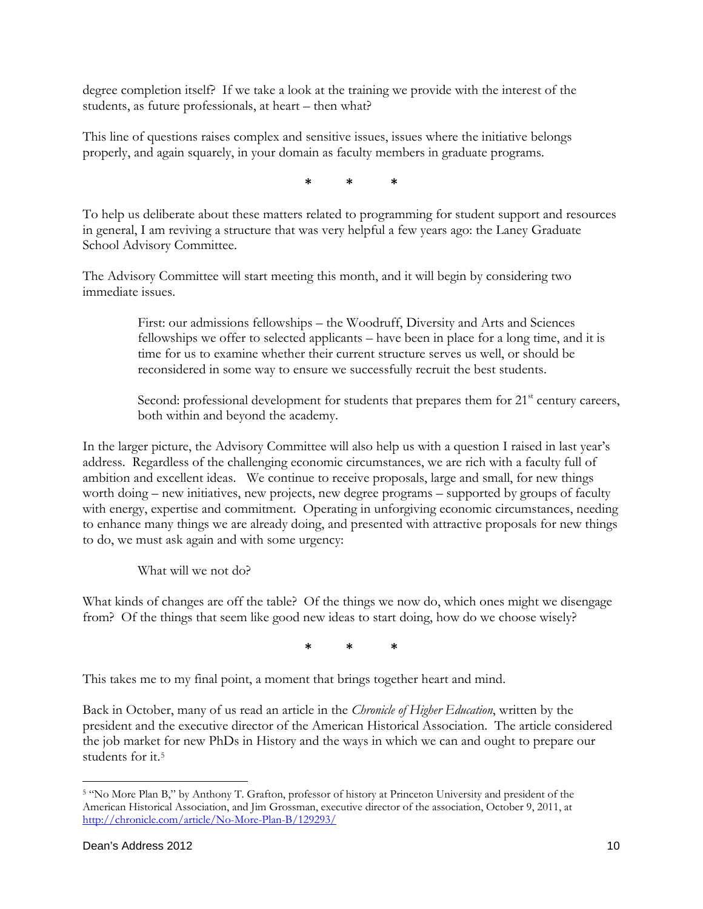degree completion itself? If we take a look at the training we provide with the interest of the students, as future professionals, at heart – then what?

This line of questions raises complex and sensitive issues, issues where the initiative belongs properly, and again squarely, in your domain as faculty members in graduate programs.

\*    \*    \*

To help us deliberate about these matters related to programming for student support and resources in general, I am reviving a structure that was very helpful a few years ago: the Laney Graduate School Advisory Committee.

The Advisory Committee will start meeting this month, and it will begin by considering two immediate issues.

> First: our admissions fellowships – the Woodruff, Diversity and Arts and Sciences fellowships we offer to selected applicants – have been in place for a long time, and it is time for us to examine whether their current structure serves us well, or should be reconsidered in some way to ensure we successfully recruit the best students.
>
> Second: professional development for students that prepares them for 21st century careers, both within and beyond the academy.

In the larger picture, the Advisory Committee will also help us with a question I raised in last year's address. Regardless of the challenging economic circumstances, we are rich with a faculty full of ambition and excellent ideas. We continue to receive proposals, large and small, for new things worth doing – new initiatives, new projects, new degree programs – supported by groups of faculty with energy, expertise and commitment. Operating in unforgiving economic circumstances, needing to enhance many things we are already doing, and presented with attractive proposals for new things to do, we must ask again and with some urgency:

> What will we not do?

What kinds of changes are off the table? Of the things we now do, which ones might we disengage from? Of the things that seem like good new ideas to start doing, how do we choose wisely?

\*    \*    \*

This takes me to my final point, a moment that brings together heart and mind.

Back in October, many of us read an article in the *Chronicle of Higher Education*, written by the president and the executive director of the American Historical Association. The article considered the job market for new PhDs in History and the ways in which we can and ought to prepare our students for it.[5]

---

[5] "No More Plan B," by Anthony T. Grafton, professor of history at Princeton University and president of the American Historical Association, and Jim Grossman, executive director of the association, October 9, 2011, at http://chronicle.com/article/No-More-Plan-B/129293/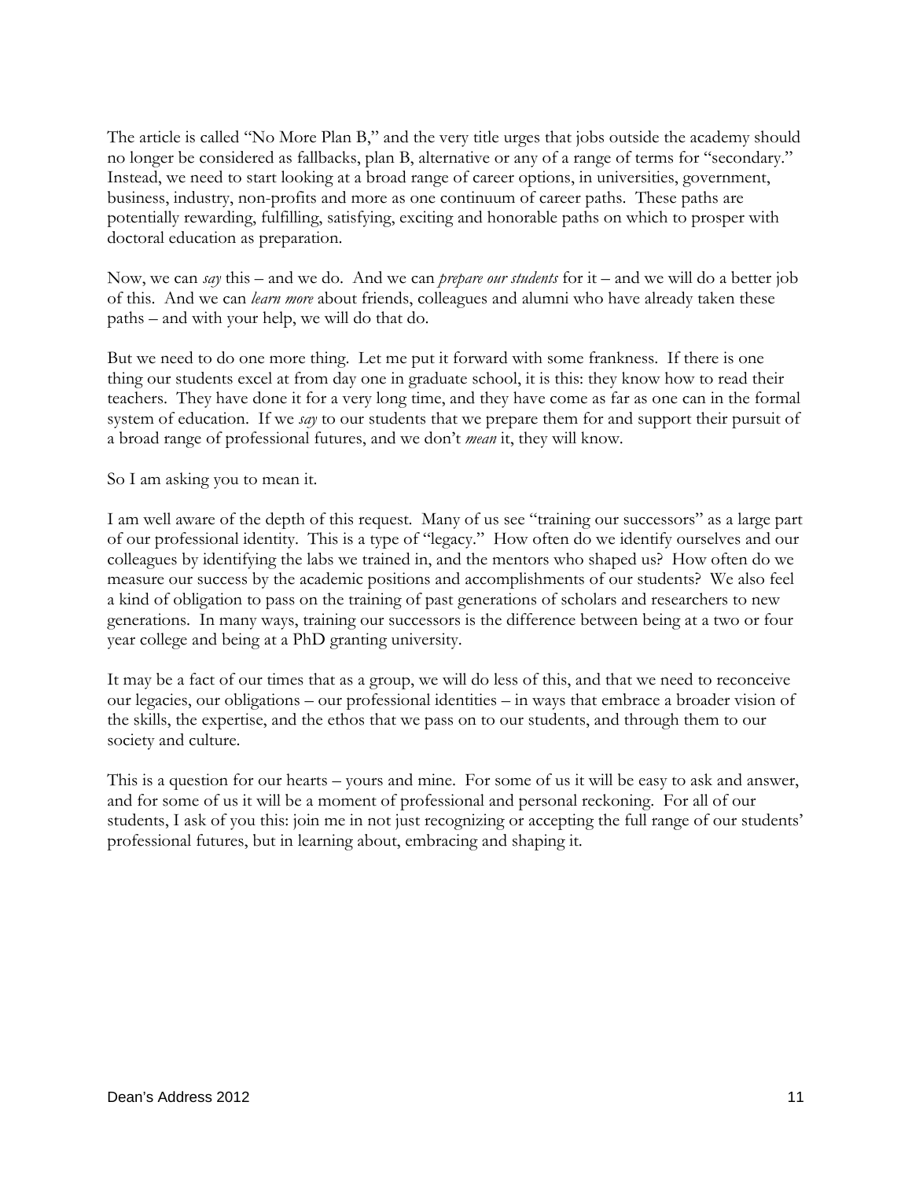The article is called "No More Plan B," and the very title urges that jobs outside the academy should no longer be considered as fallbacks, plan B, alternative or any of a range of terms for "secondary." Instead, we need to start looking at a broad range of career options, in universities, government, business, industry, non-profits and more as one continuum of career paths. These paths are potentially rewarding, fulfilling, satisfying, exciting and honorable paths on which to prosper with doctoral education as preparation.

Now, we can *say* this – and we do. And we can *prepare our students* for it – and we will do a better job of this. And we can *learn more* about friends, colleagues and alumni who have already taken these paths – and with your help, we will do that do.

But we need to do one more thing. Let me put it forward with some frankness. If there is one thing our students excel at from day one in graduate school, it is this: they know how to read their teachers. They have done it for a very long time, and they have come as far as one can in the formal system of education. If we *say* to our students that we prepare them for and support their pursuit of a broad range of professional futures, and we don't *mean* it, they will know.

So I am asking you to mean it.

I am well aware of the depth of this request. Many of us see "training our successors" as a large part of our professional identity. This is a type of "legacy." How often do we identify ourselves and our colleagues by identifying the labs we trained in, and the mentors who shaped us? How often do we measure our success by the academic positions and accomplishments of our students? We also feel a kind of obligation to pass on the training of past generations of scholars and researchers to new generations. In many ways, training our successors is the difference between being at a two or four year college and being at a PhD granting university.

It may be a fact of our times that as a group, we will do less of this, and that we need to reconceive our legacies, our obligations – our professional identities – in ways that embrace a broader vision of the skills, the expertise, and the ethos that we pass on to our students, and through them to our society and culture.

This is a question for our hearts – yours and mine. For some of us it will be easy to ask and answer, and for some of us it will be a moment of professional and personal reckoning. For all of our students, I ask of you this: join me in not just recognizing or accepting the full range of our students' professional futures, but in learning about, embracing and shaping it.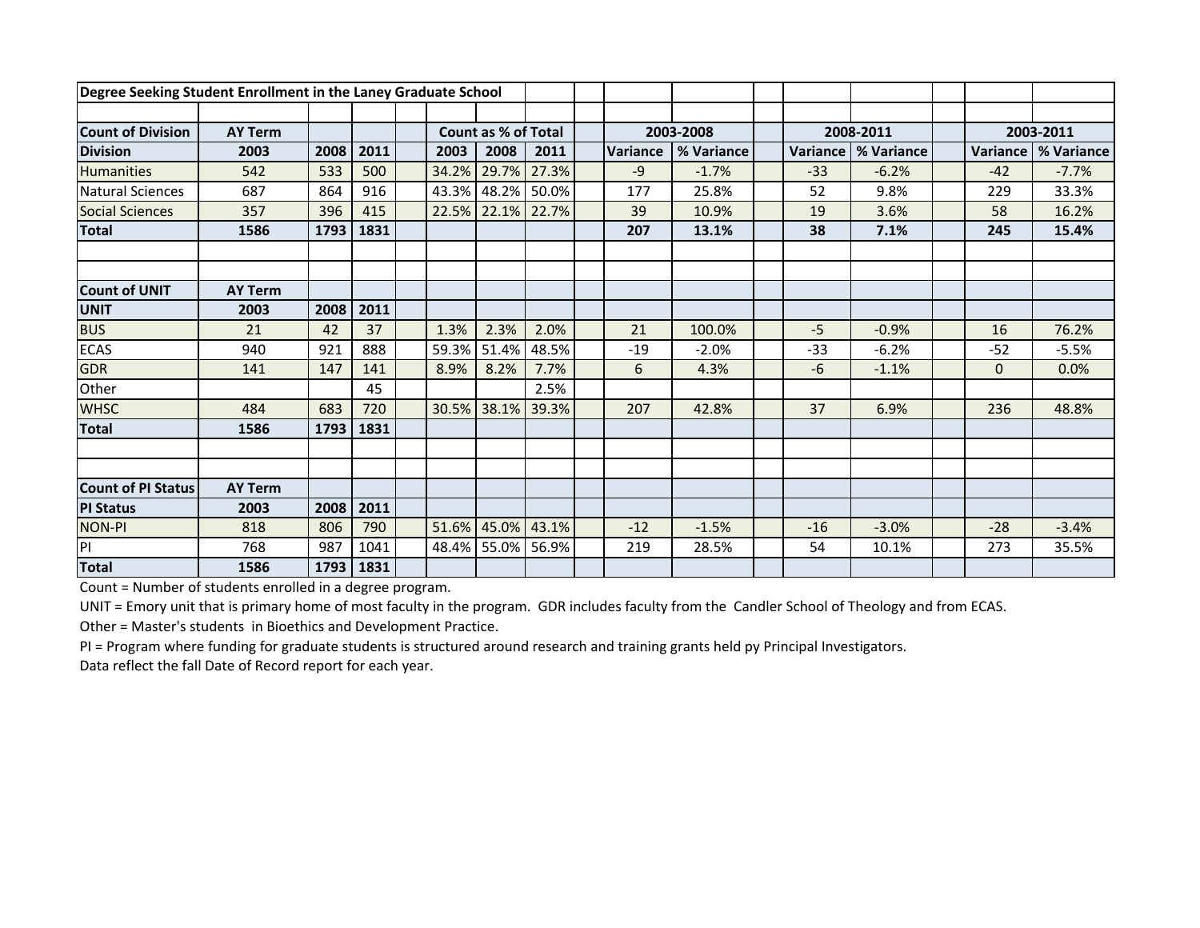| Degree Seeking Student Enrollment in the Laney Graduate School | | | | | | | | | | | | | | | | |
|---|---|---|---|---|---|---|---|---|---|---|---|---|---|---|---|---|
| | | | | | | | | | | | | | | | | |
| **Count of Division** | **AY Term** | | | | **Count as % of Total** | | | | **2003-2008** | | | **2008-2011** | | | **2003-2011** | |
| **Division** | **2003** | **2008** | **2011** | | **2003** | **2008** | **2011** | | **Variance** | **% Variance** | | **Variance** | **% Variance** | | **Variance** | **% Variance** |
| Humanities | 542 | 533 | 500 | | 34.2% | 29.7% | 27.3% | | -9 | -1.7% | | -33 | -6.2% | | -42 | -7.7% |
| Natural Sciences | 687 | 864 | 916 | | 43.3% | 48.2% | 50.0% | | 177 | 25.8% | | 52 | 9.8% | | 229 | 33.3% |
| Social Sciences | 357 | 396 | 415 | | 22.5% | 22.1% | 22.7% | | 39 | 10.9% | | 19 | 3.6% | | 58 | 16.2% |
| **Total** | **1586** | **1793** | **1831** | | | | | | **207** | **13.1%** | | **38** | **7.1%** | | **245** | **15.4%** |
| | | | | | | | | | | | | | | | | |
| | | | | | | | | | | | | | | | | |
| **Count of UNIT** | **AY Term** | | | | | | | | | | | | | | | |
| **UNIT** | **2003** | **2008** | **2011** | | | | | | | | | | | | | |
| BUS | 21 | 42 | 37 | | 1.3% | 2.3% | 2.0% | | 21 | 100.0% | | -5 | -0.9% | | 16 | 76.2% |
| ECAS | 940 | 921 | 888 | | 59.3% | 51.4% | 48.5% | | -19 | -2.0% | | -33 | -6.2% | | -52 | -5.5% |
| GDR | 141 | 147 | 141 | | 8.9% | 8.2% | 7.7% | | 6 | 4.3% | | -6 | -1.1% | | 0 | 0.0% |
| Other | | | 45 | | | | 2.5% | | | | | | | | | |
| WHSC | 484 | 683 | 720 | | 30.5% | 38.1% | 39.3% | | 207 | 42.8% | | 37 | 6.9% | | 236 | 48.8% |
| **Total** | **1586** | **1793** | **1831** | | | | | | | | | | | | | |
| | | | | | | | | | | | | | | | | |
| | | | | | | | | | | | | | | | | |
| **Count of PI Status** | **AY Term** | | | | | | | | | | | | | | | |
| **PI Status** | **2003** | **2008** | **2011** | | | | | | | | | | | | | |
| NON-PI | 818 | 806 | 790 | | 51.6% | 45.0% | 43.1% | | -12 | -1.5% | | -16 | -3.0% | | -28 | -3.4% |
| PI | 768 | 987 | 1041 | | 48.4% | 55.0% | 56.9% | | 219 | 28.5% | | 54 | 10.1% | | 273 | 35.5% |
| **Total** | **1586** | **1793** | **1831** | | | | | | | | | | | | | |

Count = Number of students enrolled in a degree program.

UNIT = Emory unit that is primary home of most faculty in the program. GDR includes faculty from the Candler School of Theology and from ECAS.

Other = Master's students in Bioethics and Development Practice.

PI = Program where funding for graduate students is structured around research and training grants held py Principal Investigators.

Data reflect the fall Date of Record report for each year.